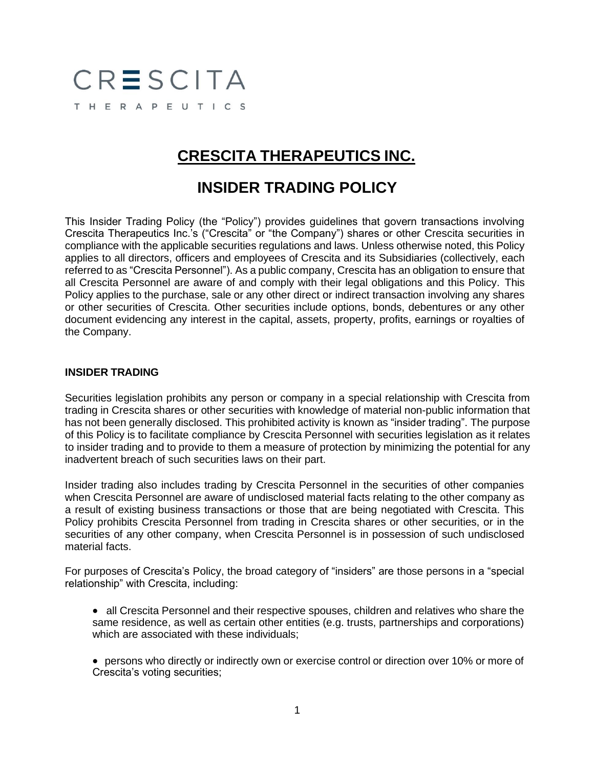CRESCITA

THERAPEUTICS

# CRESCITA THERAPEUTICS INC.

# INSIDER TRADING POLICY

This Insider Trading Policy (the "Policy") provides guidelines that govern transactions involving Crescita Therapeutics Inc.'s ("Crescita" or "the Company") shares or other Crescita securities in compliance with the applicable securities regulations and laws. Unless otherwise noted, this Policy applies to all directors, officers and employees of Crescita and its Subsidiaries (collectively, each referred to as "Crescita Personnel"). As a public company, Crescita has an obligation to ensure that all Crescita Personnel are aware of and comply with their legal obligations and this Policy. This Policy applies to the purchase, sale or any other direct or indirect transaction involving any shares or other securities of Crescita. Other securities include options, bonds, debentures or any other document evidencing any interest in the capital, assets, property, profits, earnings or royalties of the Company.

**INSIDER TRADING**

Securities legislation prohibits any person or company in a special relationship with Crescita from trading in Crescita shares or other securities with knowledge of material non-public information that has not been generally disclosed. This prohibited activity is known as "insider trading". The purpose of this Policy is to facilitate compliance by Crescita Personnel with securities legislation as it relates to insider trading and to provide to them a measure of protection by minimizing the potential for any inadvertent breach of such securities laws on their part.

Insider trading also includes trading by Crescita Personnel in the securities of other companies when Crescita Personnel are aware of undisclosed material facts relating to the other company as a result of existing business transactions or those that are being negotiated with Crescita. This Policy prohibits Crescita Personnel from trading in Crescita shares or other securities, or in the securities of any other company, when Crescita Personnel is in possession of such undisclosed material facts.

For purposes of Crescita's Policy, the broad category of "insiders" are those persons in a "special relationship" with Crescita, including:

- all Crescita Personnel and their respective spouses, children and relatives who share the same residence, as well as certain other entities (e.g. trusts, partnerships and corporations) which are associated with these individuals;

- persons who directly or indirectly own or exercise control or direction over 10% or more of Crescita's voting securities;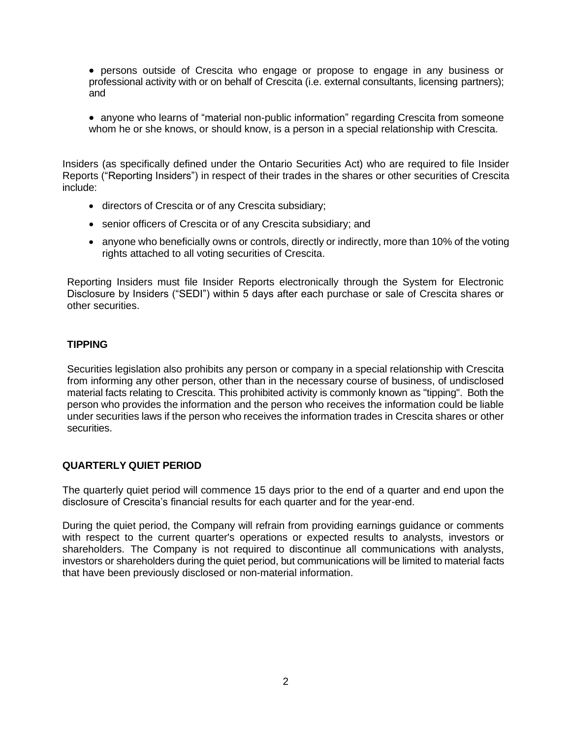- persons outside of Crescita who engage or propose to engage in any business or professional activity with or on behalf of Crescita (i.e. external consultants, licensing partners); and
- anyone who learns of "material non-public information" regarding Crescita from someone whom he or she knows, or should know, is a person in a special relationship with Crescita.

Insiders (as specifically defined under the Ontario Securities Act) who are required to file Insider Reports ("Reporting Insiders") in respect of their trades in the shares or other securities of Crescita include:

- directors of Crescita or of any Crescita subsidiary;
- senior officers of Crescita or of any Crescita subsidiary; and
- anyone who beneficially owns or controls, directly or indirectly, more than 10% of the voting rights attached to all voting securities of Crescita.

Reporting Insiders must file Insider Reports electronically through the System for Electronic Disclosure by Insiders ("SEDI") within 5 days after each purchase or sale of Crescita shares or other securities.

**TIPPING**

Securities legislation also prohibits any person or company in a special relationship with Crescita from informing any other person, other than in the necessary course of business, of undisclosed material facts relating to Crescita. This prohibited activity is commonly known as "tipping". Both the person who provides the information and the person who receives the information could be liable under securities laws if the person who receives the information trades in Crescita shares or other securities.

**QUARTERLY QUIET PERIOD**

The quarterly quiet period will commence 15 days prior to the end of a quarter and end upon the disclosure of Crescita's financial results for each quarter and for the year-end.

During the quiet period, the Company will refrain from providing earnings guidance or comments with respect to the current quarter's operations or expected results to analysts, investors or shareholders. The Company is not required to discontinue all communications with analysts, investors or shareholders during the quiet period, but communications will be limited to material facts that have been previously disclosed or non-material information.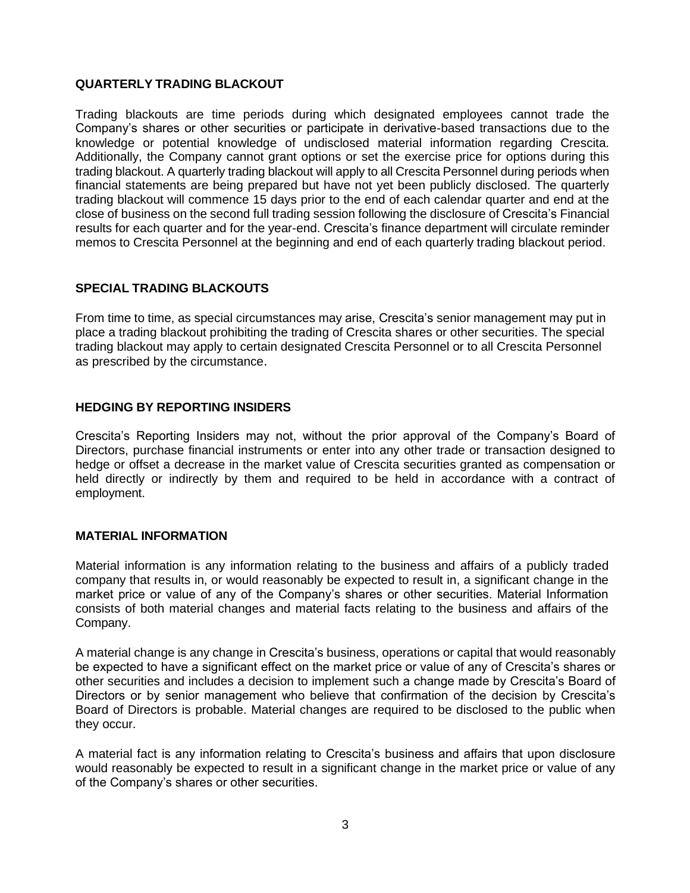## QUARTERLY TRADING BLACKOUT

Trading blackouts are time periods during which designated employees cannot trade the Company's shares or other securities or participate in derivative-based transactions due to the knowledge or potential knowledge of undisclosed material information regarding Crescita. Additionally, the Company cannot grant options or set the exercise price for options during this trading blackout. A quarterly trading blackout will apply to all Crescita Personnel during periods when financial statements are being prepared but have not yet been publicly disclosed. The quarterly trading blackout will commence 15 days prior to the end of each calendar quarter and end at the close of business on the second full trading session following the disclosure of Crescita's Financial results for each quarter and for the year-end. Crescita's finance department will circulate reminder memos to Crescita Personnel at the beginning and end of each quarterly trading blackout period.

## SPECIAL TRADING BLACKOUTS

From time to time, as special circumstances may arise, Crescita's senior management may put in place a trading blackout prohibiting the trading of Crescita shares or other securities. The special trading blackout may apply to certain designated Crescita Personnel or to all Crescita Personnel as prescribed by the circumstance.

## HEDGING BY REPORTING INSIDERS

Crescita's Reporting Insiders may not, without the prior approval of the Company's Board of Directors, purchase financial instruments or enter into any other trade or transaction designed to hedge or offset a decrease in the market value of Crescita securities granted as compensation or held directly or indirectly by them and required to be held in accordance with a contract of employment.

## MATERIAL INFORMATION

Material information is any information relating to the business and affairs of a publicly traded company that results in, or would reasonably be expected to result in, a significant change in the market price or value of any of the Company's shares or other securities. Material Information consists of both material changes and material facts relating to the business and affairs of the Company.

A material change is any change in Crescita's business, operations or capital that would reasonably be expected to have a significant effect on the market price or value of any of Crescita's shares or other securities and includes a decision to implement such a change made by Crescita's Board of Directors or by senior management who believe that confirmation of the decision by Crescita's Board of Directors is probable. Material changes are required to be disclosed to the public when they occur.

A material fact is any information relating to Crescita's business and affairs that upon disclosure would reasonably be expected to result in a significant change in the market price or value of any of the Company's shares or other securities.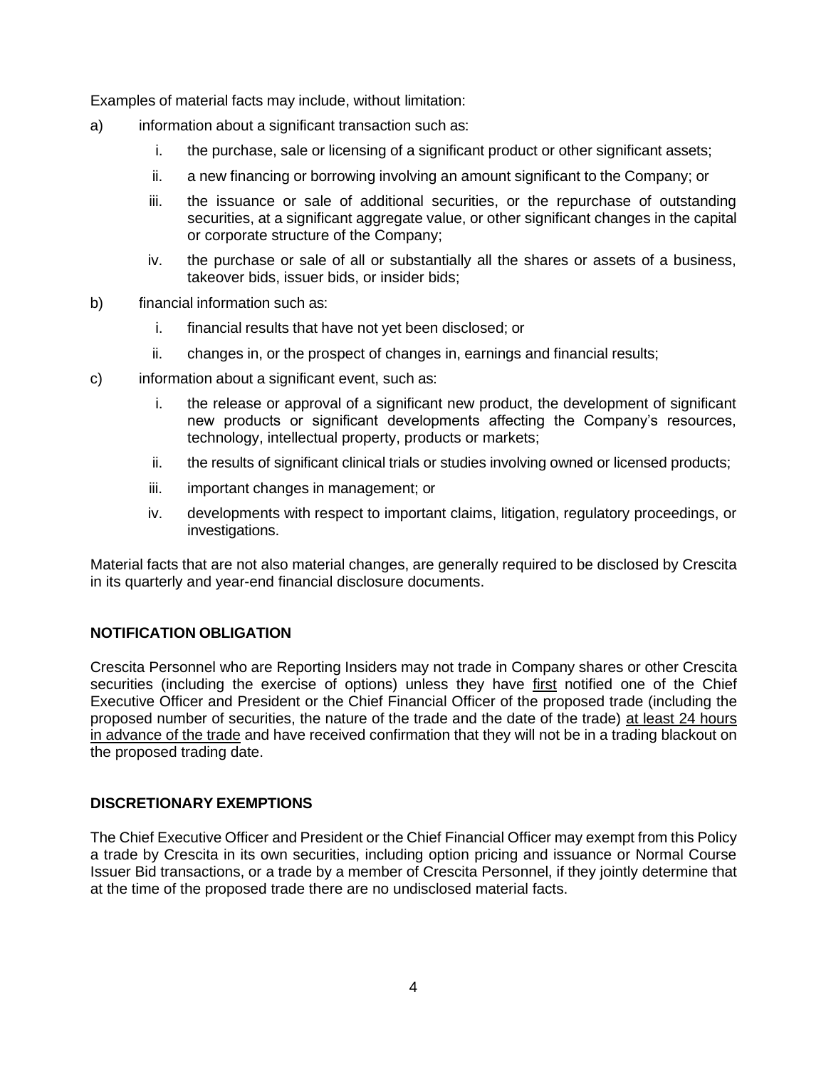Examples of material facts may include, without limitation:

a) information about a significant transaction such as:

   i. the purchase, sale or licensing of a significant product or other significant assets;

   ii. a new financing or borrowing involving an amount significant to the Company; or

   iii. the issuance or sale of additional securities, or the repurchase of outstanding securities, at a significant aggregate value, or other significant changes in the capital or corporate structure of the Company;

   iv. the purchase or sale of all or substantially all the shares or assets of a business, takeover bids, issuer bids, or insider bids;

b) financial information such as:

   i. financial results that have not yet been disclosed; or

   ii. changes in, or the prospect of changes in, earnings and financial results;

c) information about a significant event, such as:

   i. the release or approval of a significant new product, the development of significant new products or significant developments affecting the Company's resources, technology, intellectual property, products or markets;

   ii. the results of significant clinical trials or studies involving owned or licensed products;

   iii. important changes in management; or

   iv. developments with respect to important claims, litigation, regulatory proceedings, or investigations.

Material facts that are not also material changes, are generally required to be disclosed by Crescita in its quarterly and year-end financial disclosure documents.

**NOTIFICATION OBLIGATION**

Crescita Personnel who are Reporting Insiders may not trade in Company shares or other Crescita securities (including the exercise of options) unless they have first notified one of the Chief Executive Officer and President or the Chief Financial Officer of the proposed trade (including the proposed number of securities, the nature of the trade and the date of the trade) at least 24 hours in advance of the trade and have received confirmation that they will not be in a trading blackout on the proposed trading date.

**DISCRETIONARY EXEMPTIONS**

The Chief Executive Officer and President or the Chief Financial Officer may exempt from this Policy a trade by Crescita in its own securities, including option pricing and issuance or Normal Course Issuer Bid transactions, or a trade by a member of Crescita Personnel, if they jointly determine that at the time of the proposed trade there are no undisclosed material facts.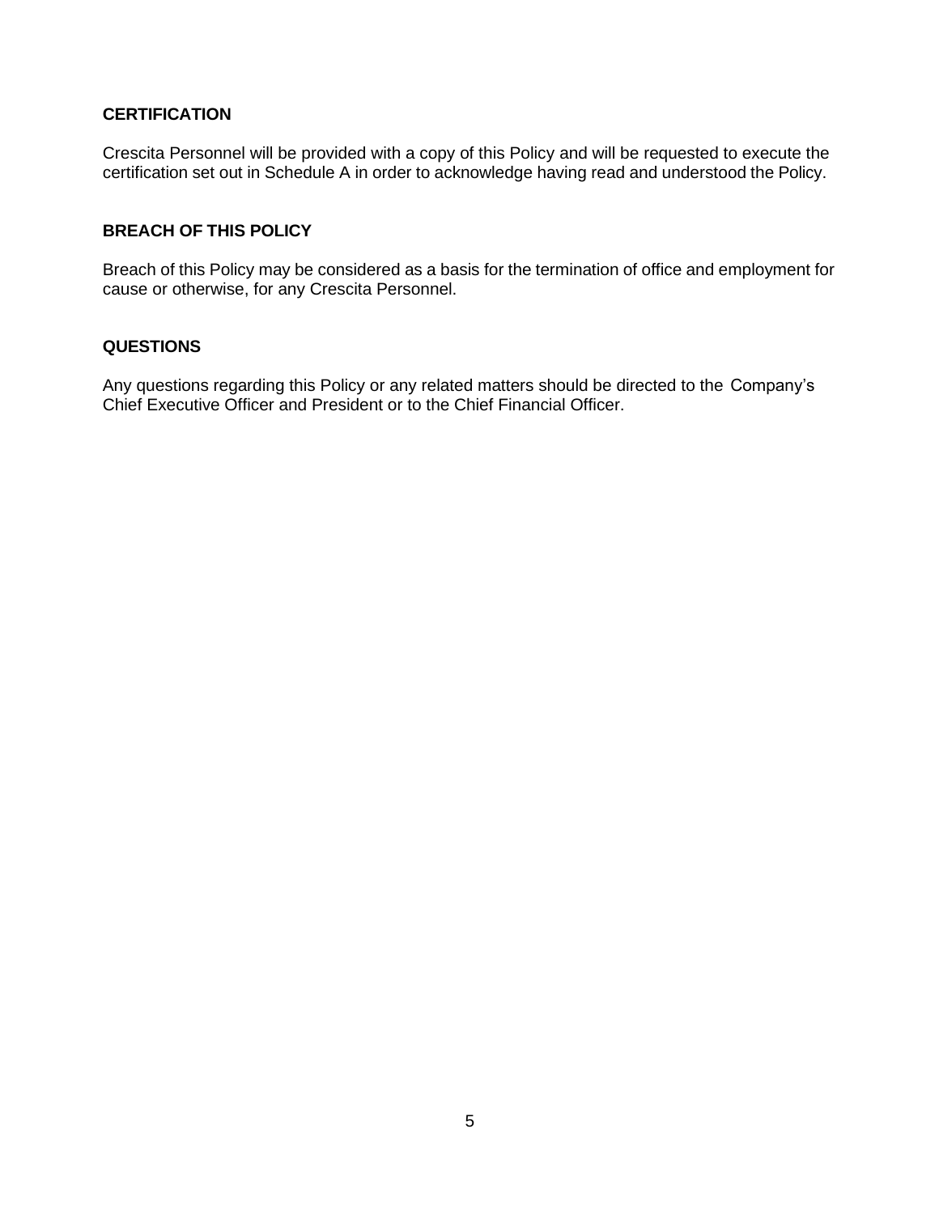## CERTIFICATION

Crescita Personnel will be provided with a copy of this Policy and will be requested to execute the certification set out in Schedule A in order to acknowledge having read and understood the Policy.

## BREACH OF THIS POLICY

Breach of this Policy may be considered as a basis for the termination of office and employment for cause or otherwise, for any Crescita Personnel.

## QUESTIONS

Any questions regarding this Policy or any related matters should be directed to the Company's Chief Executive Officer and President or to the Chief Financial Officer.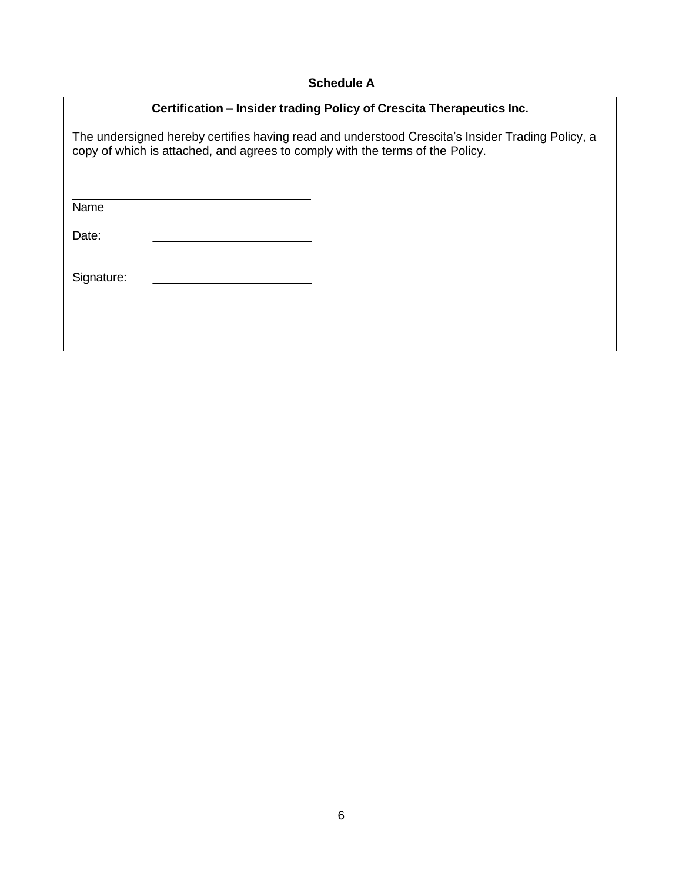## Schedule A

**Certification – Insider trading Policy of Crescita Therapeutics Inc.**

The undersigned hereby certifies having read and understood Crescita's Insider Trading Policy, a copy of which is attached, and agrees to comply with the terms of the Policy.

\_\_\_\_\_\_\_\_\_\_\_\_\_\_\_\_\_\_\_\_\_\_\_\_\_\_\_\_\_\_\_\_
Name

Date: \_\_\_\_\_\_\_\_\_\_\_\_\_\_\_\_\_\_\_\_\_\_\_\_

Signature: \_\_\_\_\_\_\_\_\_\_\_\_\_\_\_\_\_\_\_\_\_\_\_\_